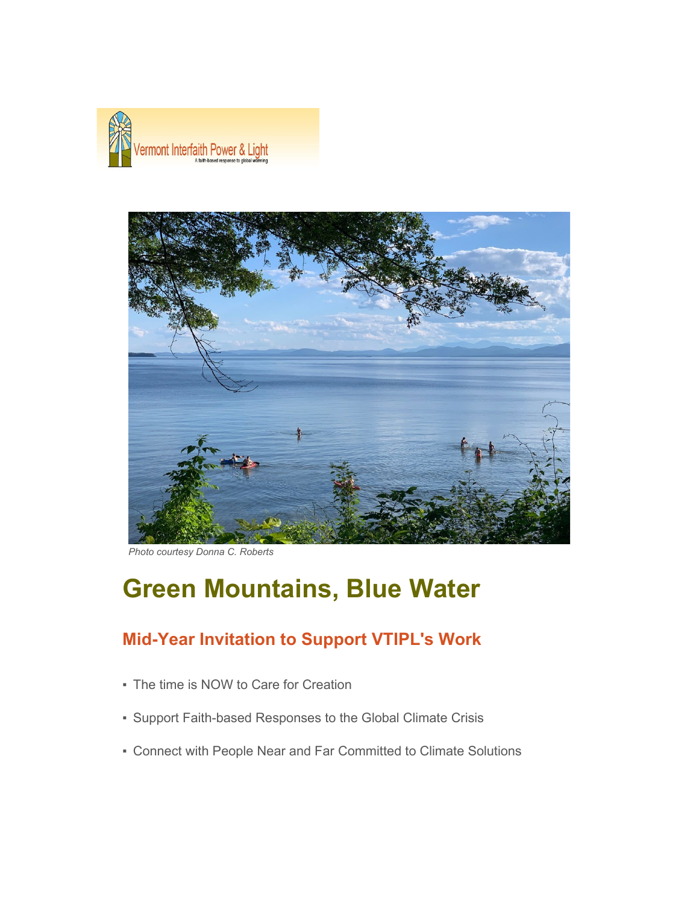Vermont Interfaith Power & Light

A faith-based response to global warming

*Photo courtesy Donna C. Roberts*

# Green Mountains, Blue Water

## Mid-Year Invitation to Support VTIPL's Work

- The time is NOW to Care for Creation
- Support Faith-based Responses to the Global Climate Crisis
- Connect with People Near and Far Committed to Climate Solutions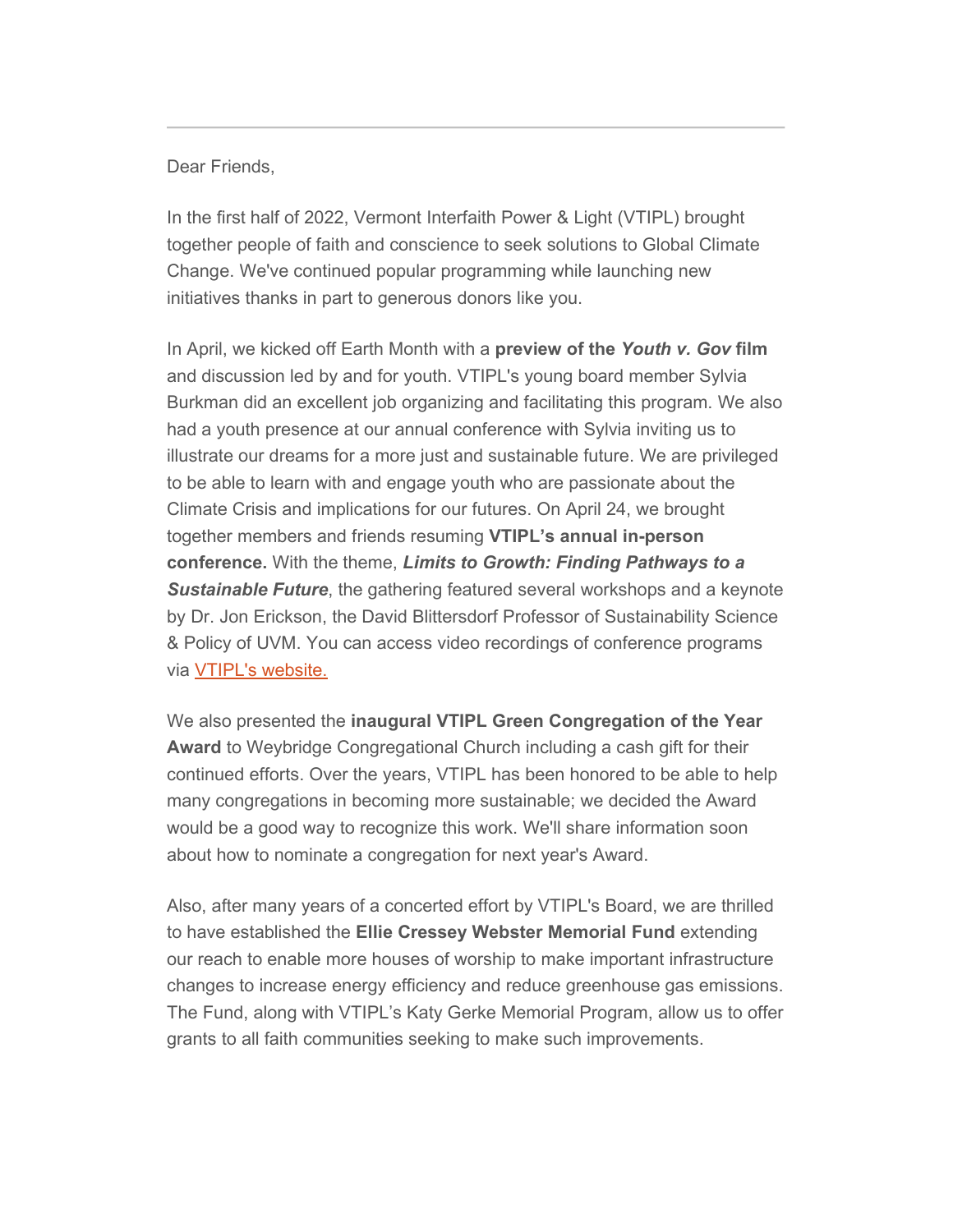---

Dear Friends,

In the first half of 2022, Vermont Interfaith Power & Light (VTIPL) brought together people of faith and conscience to seek solutions to Global Climate Change. We've continued popular programming while launching new initiatives thanks in part to generous donors like you.

In April, we kicked off Earth Month with a **preview of the *Youth v. Gov* film** and discussion led by and for youth. VTIPL's young board member Sylvia Burkman did an excellent job organizing and facilitating this program. We also had a youth presence at our annual conference with Sylvia inviting us to illustrate our dreams for a more just and sustainable future. We are privileged to be able to learn with and engage youth who are passionate about the Climate Crisis and implications for our futures. On April 24, we brought together members and friends resuming **VTIPL's annual in-person conference.** With the theme, ***Limits to Growth: Finding Pathways to a Sustainable Future***, the gathering featured several workshops and a keynote by Dr. Jon Erickson, the David Blittersdorf Professor of Sustainability Science & Policy of UVM. You can access video recordings of conference programs via [VTIPL's website.]()

We also presented the **inaugural VTIPL Green Congregation of the Year Award** to Weybridge Congregational Church including a cash gift for their continued efforts. Over the years, VTIPL has been honored to be able to help many congregations in becoming more sustainable; we decided the Award would be a good way to recognize this work. We'll share information soon about how to nominate a congregation for next year's Award.

Also, after many years of a concerted effort by VTIPL's Board, we are thrilled to have established the **Ellie Cressey Webster Memorial Fund** extending our reach to enable more houses of worship to make important infrastructure changes to increase energy efficiency and reduce greenhouse gas emissions. The Fund, along with VTIPL's Katy Gerke Memorial Program, allow us to offer grants to all faith communities seeking to make such improvements.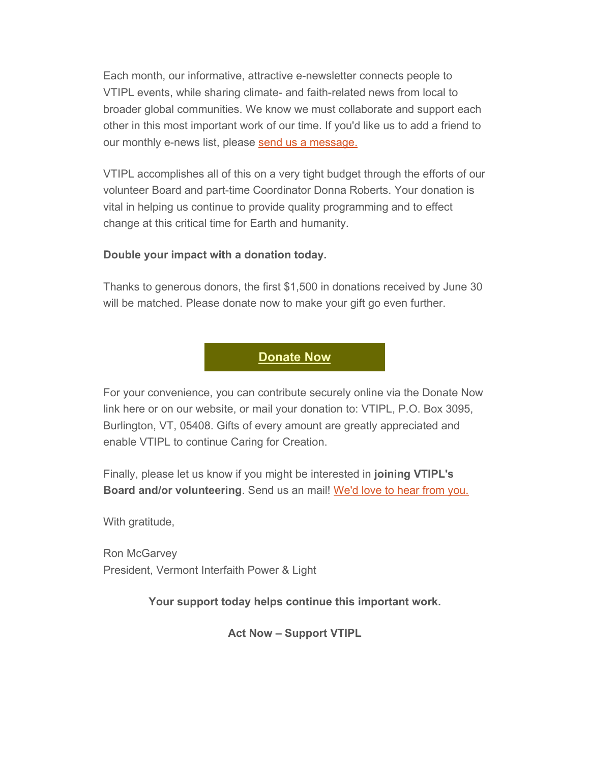Each month, our informative, attractive e-newsletter connects people to VTIPL events, while sharing climate- and faith-related news from local to broader global communities. We know we must collaborate and support each other in this most important work of our time. If you'd like us to add a friend to our monthly e-news list, please send us a message.

VTIPL accomplishes all of this on a very tight budget through the efforts of our volunteer Board and part-time Coordinator Donna Roberts. Your donation is vital in helping us continue to provide quality programming and to effect change at this critical time for Earth and humanity.

**Double your impact with a donation today.**

Thanks to generous donors, the first $1,500 in donations received by June 30 will be matched. Please donate now to make your gift go even further.

**Donate Now**

For your convenience, you can contribute securely online via the Donate Now link here or on our website, or mail your donation to: VTIPL, P.O. Box 3095, Burlington, VT, 05408. Gifts of every amount are greatly appreciated and enable VTIPL to continue Caring for Creation.

Finally, please let us know if you might be interested in **joining VTIPL's Board and/or volunteering**. Send us an mail! We'd love to hear from you.

With gratitude,

Ron McGarvey
President, Vermont Interfaith Power & Light

**Your support today helps continue this important work.**

**Act Now – Support VTIPL**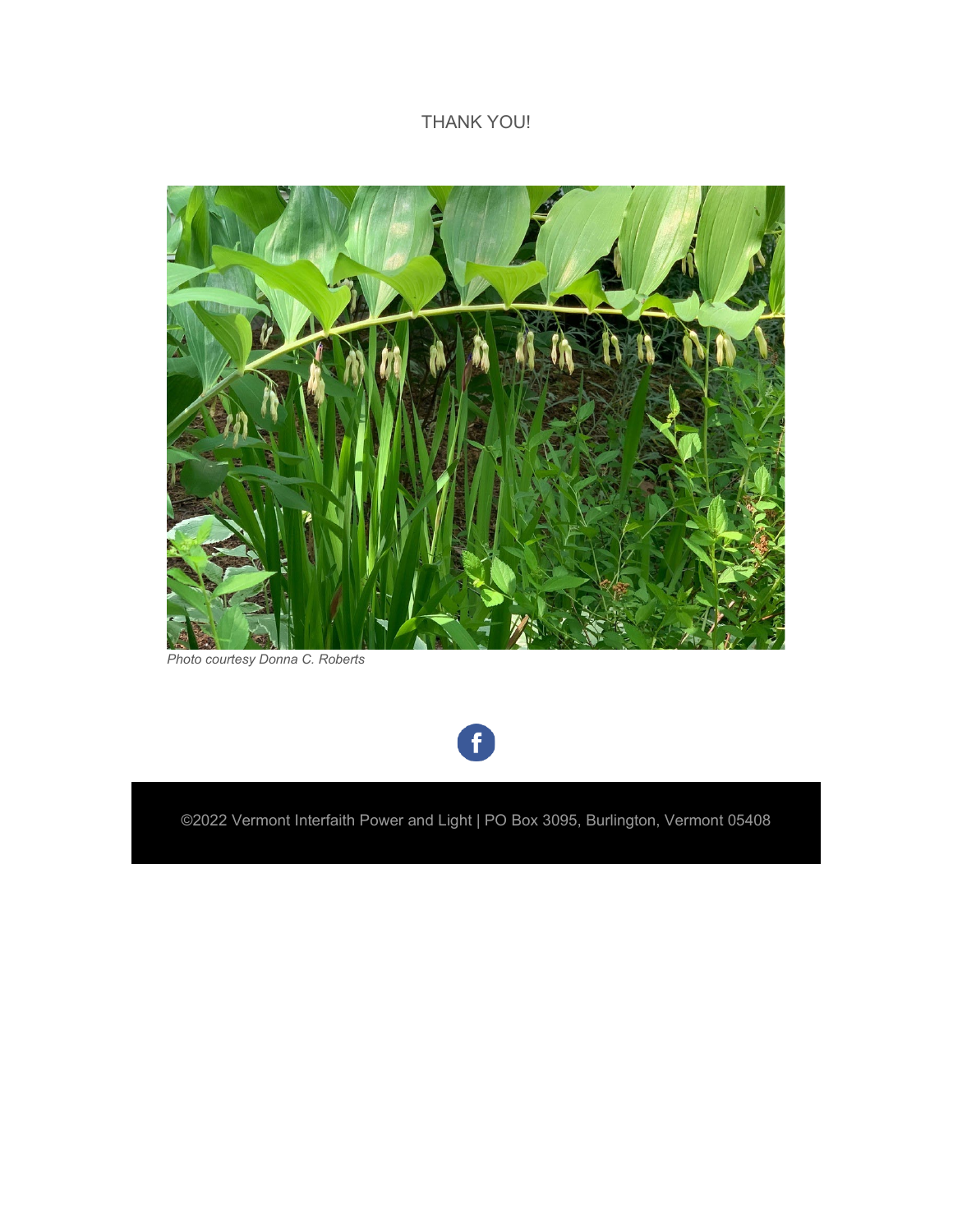THANK YOU!

*Photo courtesy Donna C. Roberts*

©2022 Vermont Interfaith Power and Light | PO Box 3095, Burlington, Vermont 05408